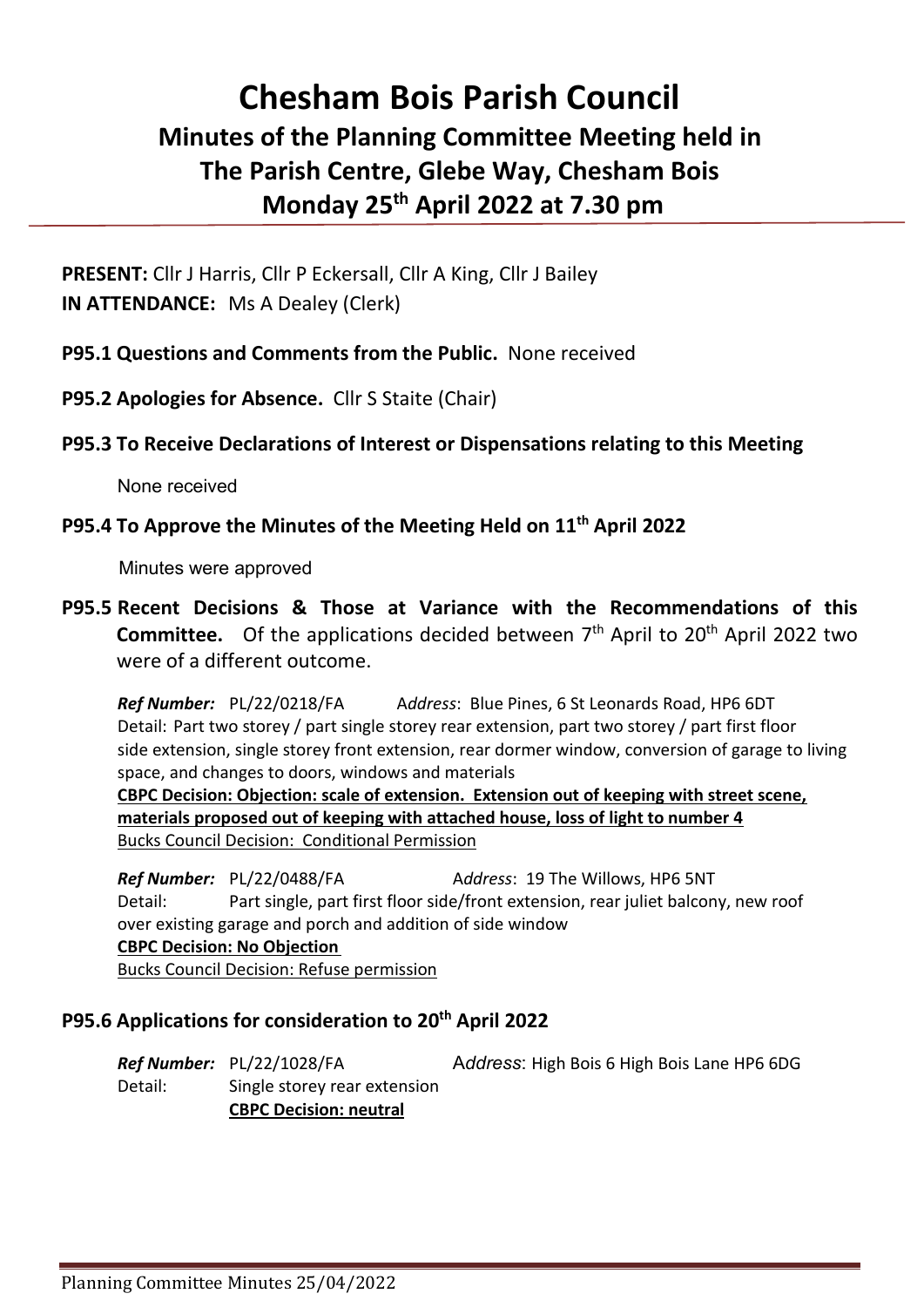# Chesham Bois Parish Council

## Minutes of the Planning Committee Meeting held in The Parish Centre, Glebe Way, Chesham Bois

## Monday 25th April 2022 at 7.30 pm

**PRESENT:** Cllr J Harris, Cllr P Eckersall, Cllr A King, Cllr J Bailey
**IN ATTENDANCE:** Ms A Dealey (Clerk)

**P95.1 Questions and Comments from the Public.** None received

**P95.2 Apologies for Absence.** Cllr S Staite (Chair)

**P95.3 To Receive Declarations of Interest or Dispensations relating to this Meeting**

None received

**P95.4 To Approve the Minutes of the Meeting Held on 11th April 2022**

Minutes were approved

**P95.5 Recent Decisions & Those at Variance with the Recommendations of this Committee.** Of the applications decided between 7th April to 20th April 2022 two were of a different outcome.

***Ref Number:*** PL/22/0218/FA Address: Blue Pines, 6 St Leonards Road, HP6 6DT
Detail: Part two storey / part single storey rear extension, part two storey / part first floor side extension, single storey front extension, rear dormer window, conversion of garage to living space, and changes to doors, windows and materials
**CBPC Decision: Objection: scale of extension. Extension out of keeping with street scene, materials proposed out of keeping with attached house, loss of light to number 4**
Bucks Council Decision: Conditional Permission

***Ref Number:*** PL/22/0488/FA Address: 19 The Willows, HP6 5NT
Detail: Part single, part first floor side/front extension, rear juliet balcony, new roof over existing garage and porch and addition of side window
**CBPC Decision: No Objection**
Bucks Council Decision: Refuse permission

**P95.6 Applications for consideration to 20th April 2022**

***Ref Number:*** PL/22/1028/FA Address: High Bois 6 High Bois Lane HP6 6DG
Detail: Single storey rear extension
**CBPC Decision: neutral**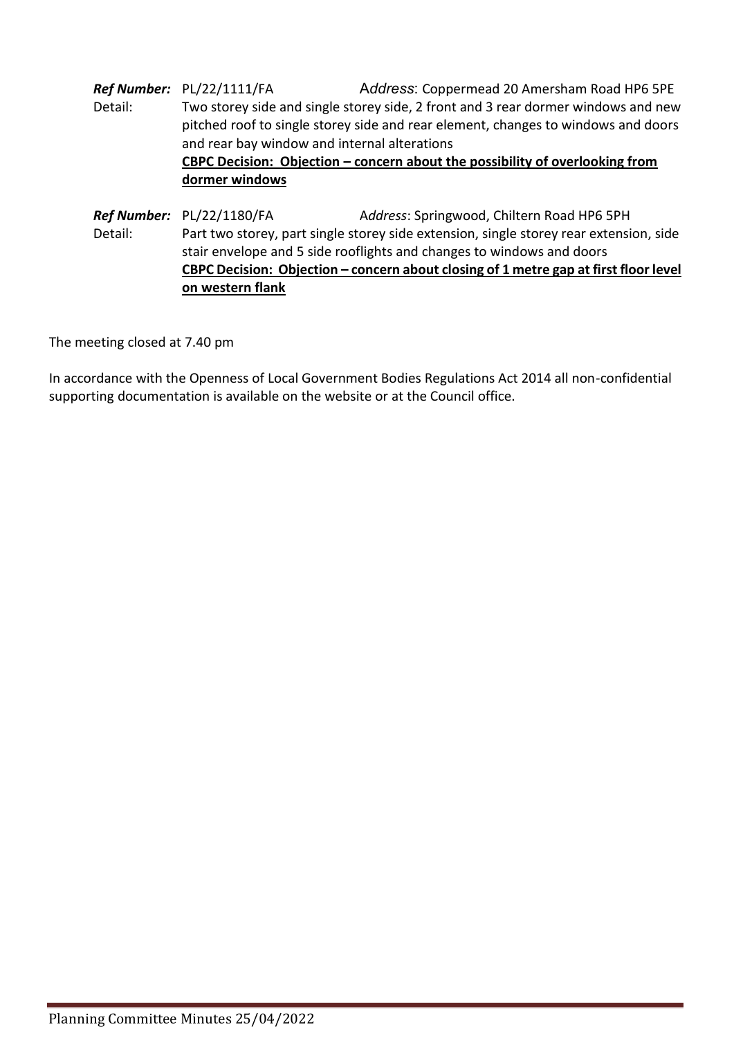***Ref Number:*** PL/22/1111/FA    *Address*: Coppermead 20 Amersham Road HP6 5PE

Detail: Two storey side and single storey side, 2 front and 3 rear dormer windows and new pitched roof to single storey side and rear element, changes to windows and doors and rear bay window and internal alterations

**CBPC Decision: Objection – concern about the possibility of overlooking from dormer windows**

***Ref Number:*** PL/22/1180/FA    *Address*: Springwood, Chiltern Road HP6 5PH

Detail: Part two storey, part single storey side extension, single storey rear extension, side stair envelope and 5 side rooflights and changes to windows and doors

**CBPC Decision: Objection – concern about closing of 1 metre gap at first floor level on western flank**

The meeting closed at 7.40 pm

In accordance with the Openness of Local Government Bodies Regulations Act 2014 all non-confidential supporting documentation is available on the website or at the Council office.